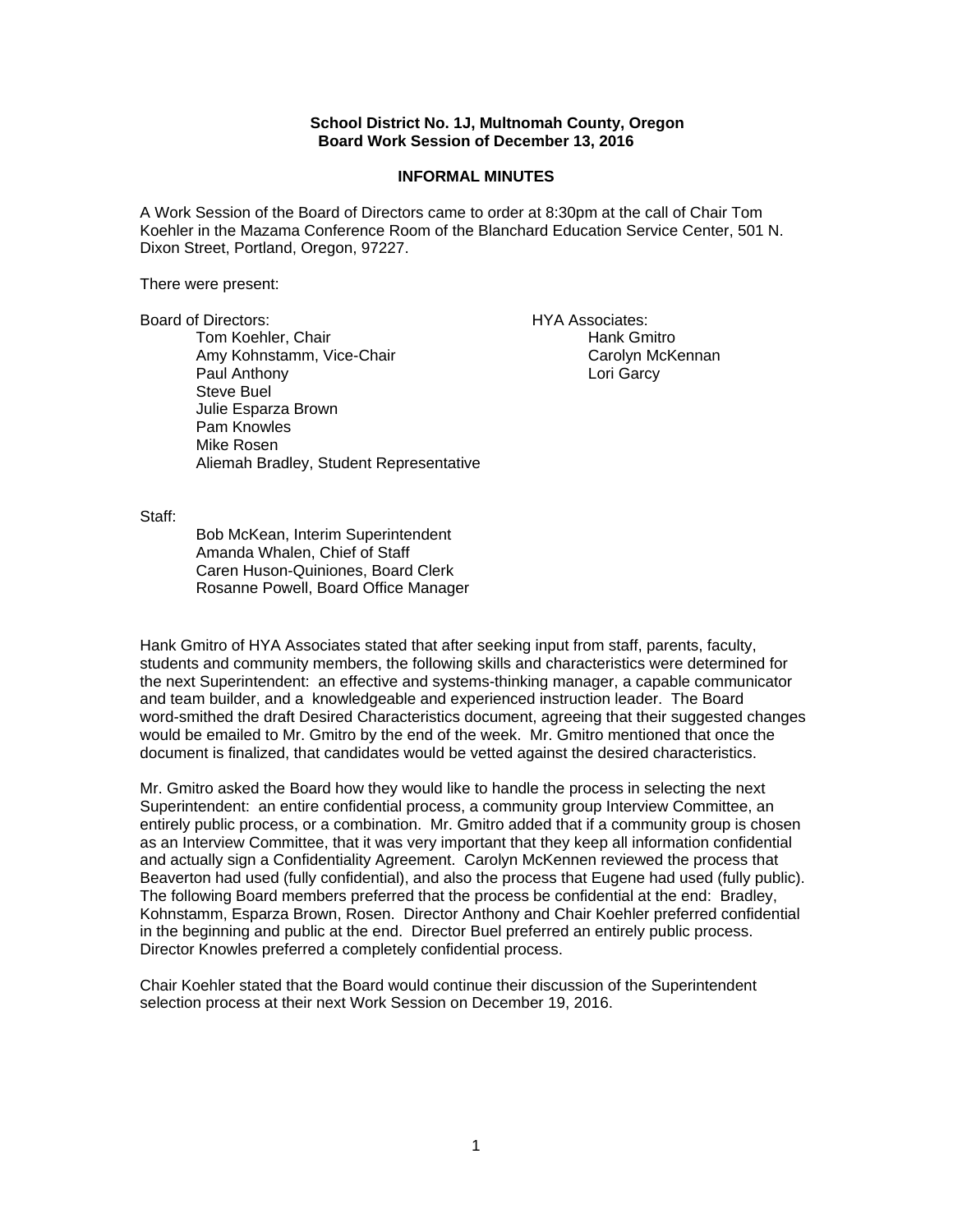**School District No. 1J, Multnomah County, Oregon**
**Board Work Session of December 13, 2016**

**INFORMAL MINUTES**

A Work Session of the Board of Directors came to order at 8:30pm at the call of Chair Tom Koehler in the Mazama Conference Room of the Blanchard Education Service Center, 501 N. Dixon Street, Portland, Oregon, 97227.

There were present:

Board of Directors:
- Tom Koehler, Chair
- Amy Kohnstamm, Vice-Chair
- Paul Anthony
- Steve Buel
- Julie Esparza Brown
- Pam Knowles
- Mike Rosen
- Aliemah Bradley, Student Representative

HYA Associates:
- Hank Gmitro
- Carolyn McKennan
- Lori Garcy

Staff:
- Bob McKean, Interim Superintendent
- Amanda Whalen, Chief of Staff
- Caren Huson-Quiniones, Board Clerk
- Rosanne Powell, Board Office Manager

Hank Gmitro of HYA Associates stated that after seeking input from staff, parents, faculty, students and community members, the following skills and characteristics were determined for the next Superintendent: an effective and systems-thinking manager, a capable communicator and team builder, and a knowledgeable and experienced instruction leader. The Board word-smithed the draft Desired Characteristics document, agreeing that their suggested changes would be emailed to Mr. Gmitro by the end of the week. Mr. Gmitro mentioned that once the document is finalized, that candidates would be vetted against the desired characteristics.

Mr. Gmitro asked the Board how they would like to handle the process in selecting the next Superintendent: an entire confidential process, a community group Interview Committee, an entirely public process, or a combination. Mr. Gmitro added that if a community group is chosen as an Interview Committee, that it was very important that they keep all information confidential and actually sign a Confidentiality Agreement. Carolyn McKennen reviewed the process that Beaverton had used (fully confidential), and also the process that Eugene had used (fully public). The following Board members preferred that the process be confidential at the end: Bradley, Kohnstamm, Esparza Brown, Rosen. Director Anthony and Chair Koehler preferred confidential in the beginning and public at the end. Director Buel preferred an entirely public process. Director Knowles preferred a completely confidential process.

Chair Koehler stated that the Board would continue their discussion of the Superintendent selection process at their next Work Session on December 19, 2016.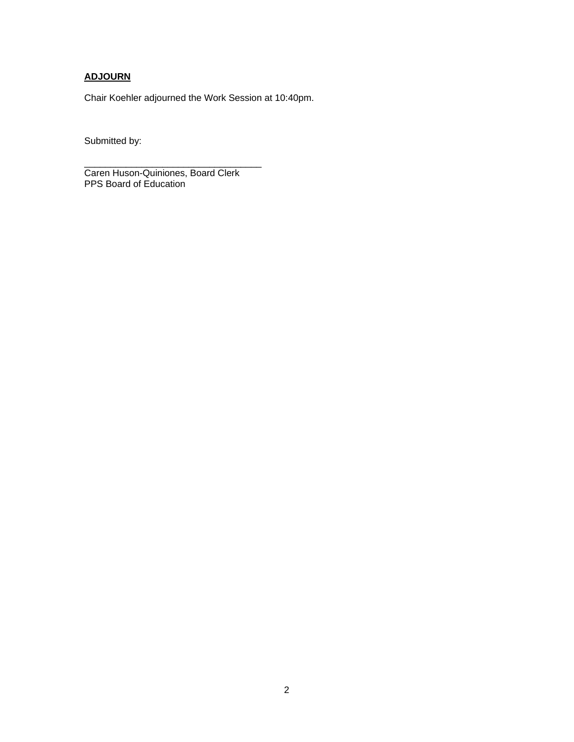**ADJOURN**

Chair Koehler adjourned the Work Session at 10:40pm.

Submitted by:

___________________________________
Caren Huson-Quiniones, Board Clerk
PPS Board of Education